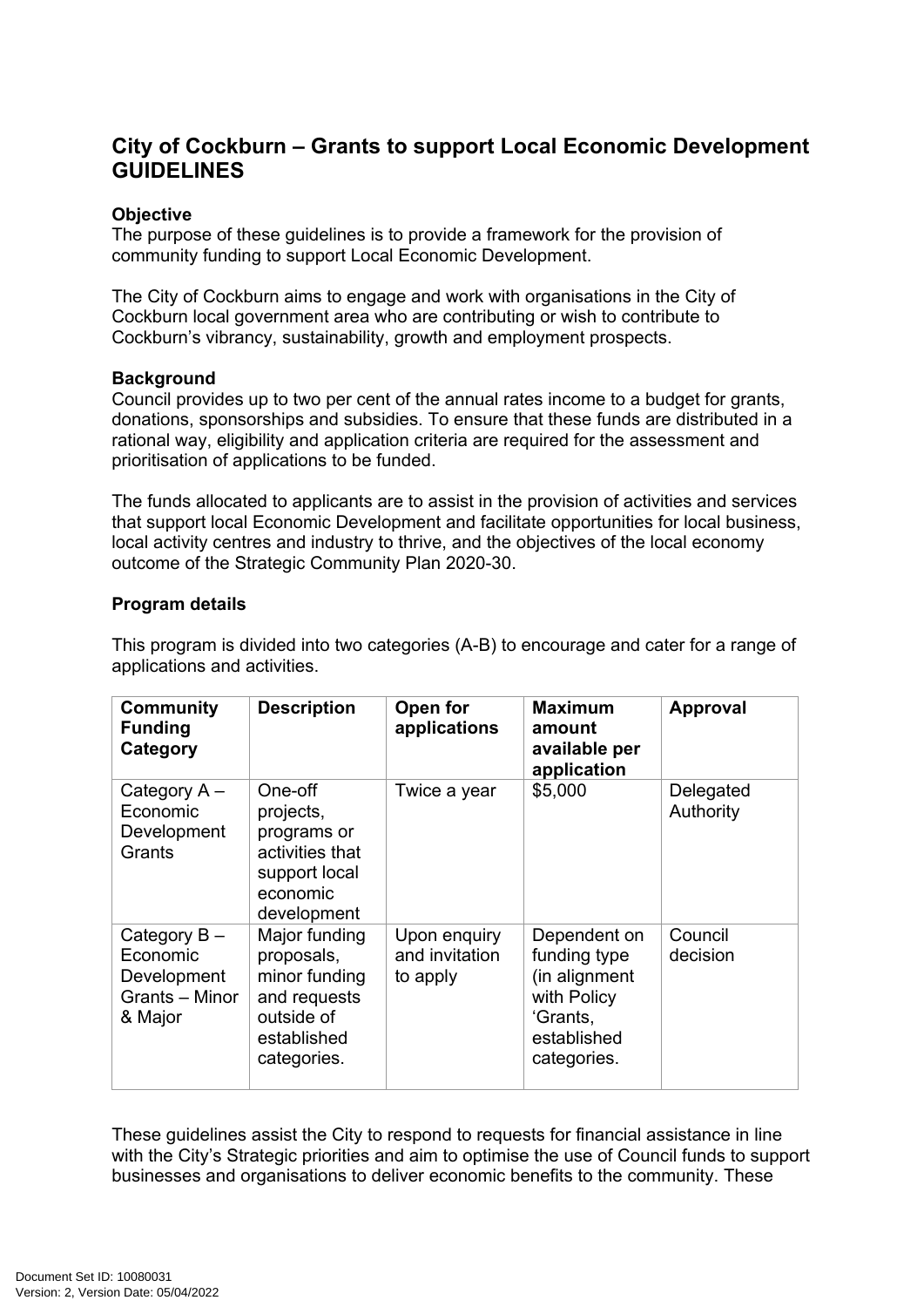# City of Cockburn – Grants to support Local Economic Development GUIDELINES

**Objective**
The purpose of these guidelines is to provide a framework for the provision of community funding to support Local Economic Development.

The City of Cockburn aims to engage and work with organisations in the City of Cockburn local government area who are contributing or wish to contribute to Cockburn's vibrancy, sustainability, growth and employment prospects.

**Background**
Council provides up to two per cent of the annual rates income to a budget for grants, donations, sponsorships and subsidies. To ensure that these funds are distributed in a rational way, eligibility and application criteria are required for the assessment and prioritisation of applications to be funded.

The funds allocated to applicants are to assist in the provision of activities and services that support local Economic Development and facilitate opportunities for local business, local activity centres and industry to thrive, and the objectives of the local economy outcome of the Strategic Community Plan 2020-30.

**Program details**

This program is divided into two categories (A-B) to encourage and cater for a range of applications and activities.

| Community Funding Category | Description | Open for applications | Maximum amount available per application | Approval |
|---|---|---|---|---|
| Category A – Economic Development Grants | One-off projects, programs or activities that support local economic development | Twice a year | $5,000 | Delegated Authority |
| Category B – Economic Development Grants – Minor & Major | Major funding proposals, minor funding and requests outside of established categories. | Upon enquiry and invitation to apply | Dependent on funding type (in alignment with Policy 'Grants, established categories. | Council decision |

These guidelines assist the City to respond to requests for financial assistance in line with the City's Strategic priorities and aim to optimise the use of Council funds to support businesses and organisations to deliver economic benefits to the community. These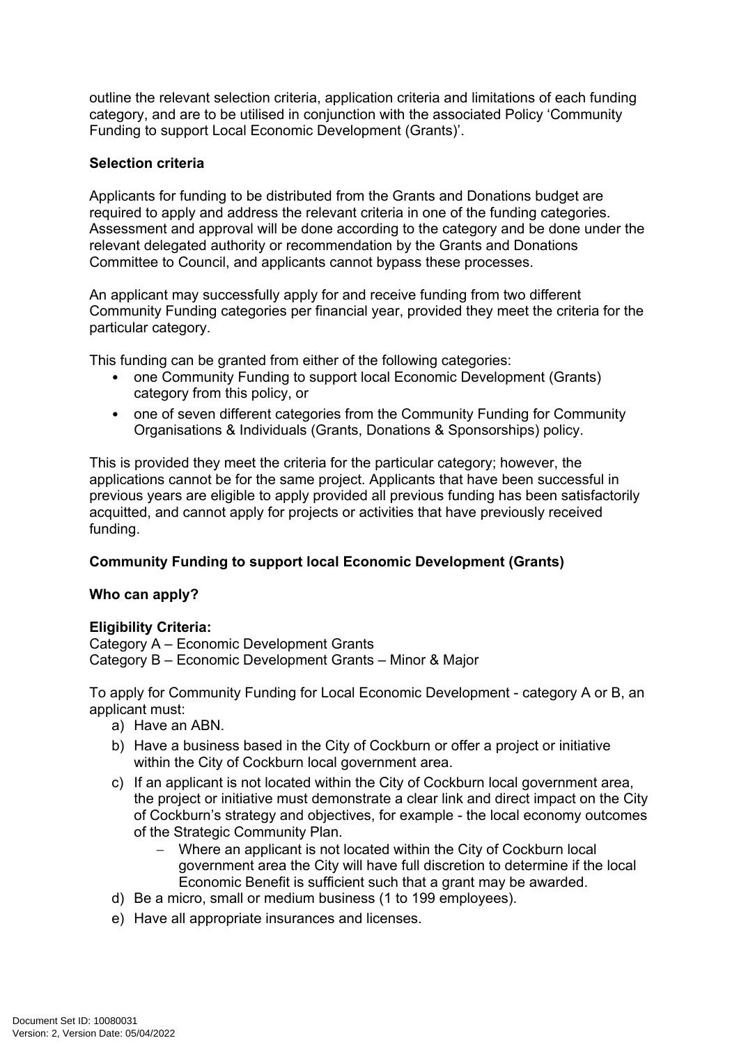outline the relevant selection criteria, application criteria and limitations of each funding category, and are to be utilised in conjunction with the associated Policy 'Community Funding to support Local Economic Development (Grants)'.

**Selection criteria**

Applicants for funding to be distributed from the Grants and Donations budget are required to apply and address the relevant criteria in one of the funding categories. Assessment and approval will be done according to the category and be done under the relevant delegated authority or recommendation by the Grants and Donations Committee to Council, and applicants cannot bypass these processes.

An applicant may successfully apply for and receive funding from two different Community Funding categories per financial year, provided they meet the criteria for the particular category.

This funding can be granted from either of the following categories:

- one Community Funding to support local Economic Development (Grants) category from this policy, or
- one of seven different categories from the Community Funding for Community Organisations & Individuals (Grants, Donations & Sponsorships) policy.

This is provided they meet the criteria for the particular category; however, the applications cannot be for the same project. Applicants that have been successful in previous years are eligible to apply provided all previous funding has been satisfactorily acquitted, and cannot apply for projects or activities that have previously received funding.

**Community Funding to support local Economic Development (Grants)**

**Who can apply?**

**Eligibility Criteria:**
Category A – Economic Development Grants
Category B – Economic Development Grants – Minor & Major

To apply for Community Funding for Local Economic Development - category A or B, an applicant must:

a) Have an ABN.
b) Have a business based in the City of Cockburn or offer a project or initiative within the City of Cockburn local government area.
c) If an applicant is not located within the City of Cockburn local government area, the project or initiative must demonstrate a clear link and direct impact on the City of Cockburn's strategy and objectives, for example - the local economy outcomes of the Strategic Community Plan.
   - Where an applicant is not located within the City of Cockburn local government area the City will have full discretion to determine if the local Economic Benefit is sufficient such that a grant may be awarded.
d) Be a micro, small or medium business (1 to 199 employees).
e) Have all appropriate insurances and licenses.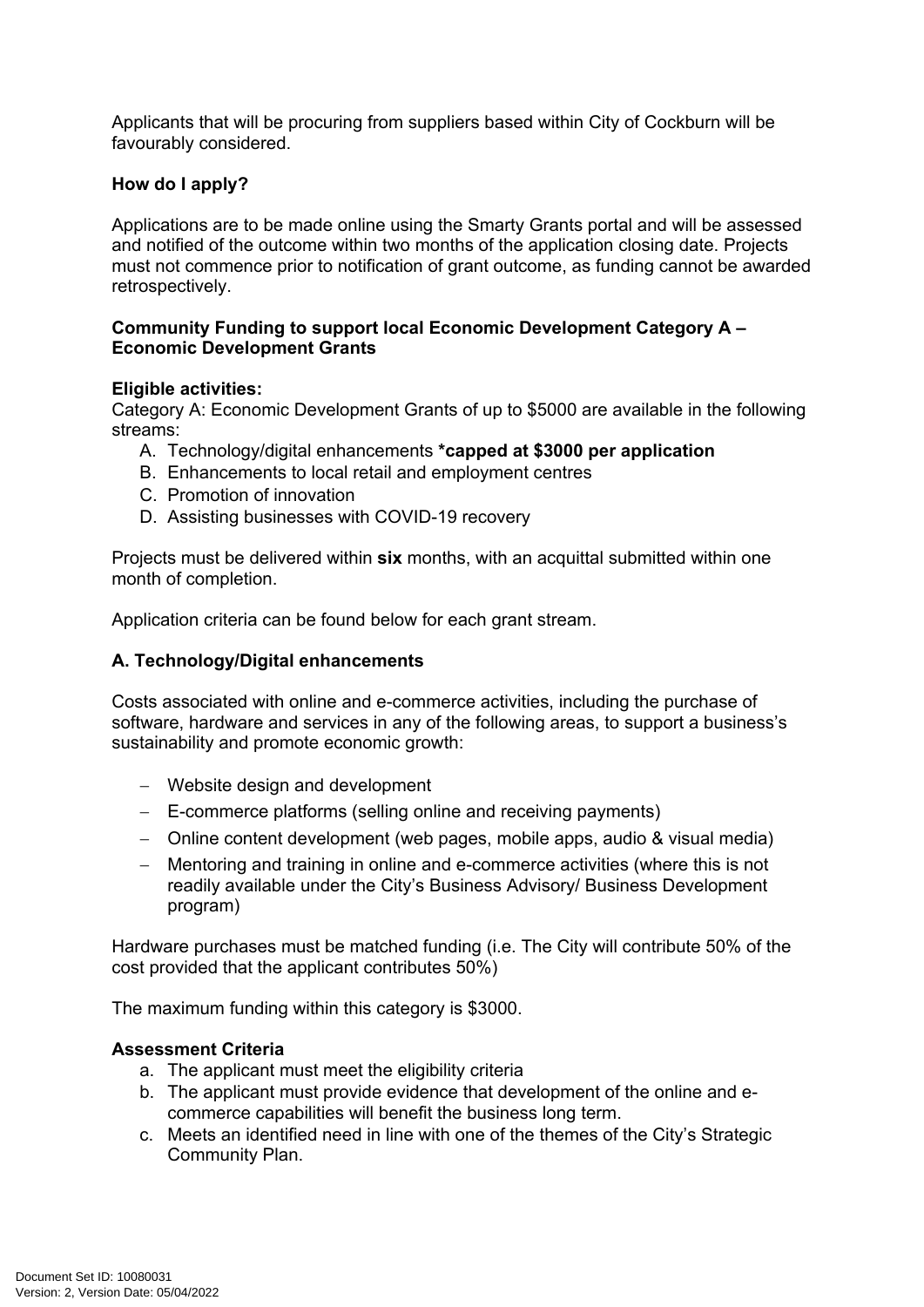Applicants that will be procuring from suppliers based within City of Cockburn will be favourably considered.

**How do I apply?**

Applications are to be made online using the Smarty Grants portal and will be assessed and notified of the outcome within two months of the application closing date. Projects must not commence prior to notification of grant outcome, as funding cannot be awarded retrospectively.

**Community Funding to support local Economic Development Category A – Economic Development Grants**

**Eligible activities:**
Category A: Economic Development Grants of up to $5000 are available in the following streams:

A. Technology/digital enhancements **\*capped at $3000 per application**
B. Enhancements to local retail and employment centres
C. Promotion of innovation
D. Assisting businesses with COVID-19 recovery

Projects must be delivered within **six** months, with an acquittal submitted within one month of completion.

Application criteria can be found below for each grant stream.

**A. Technology/Digital enhancements**

Costs associated with online and e-commerce activities, including the purchase of software, hardware and services in any of the following areas, to support a business's sustainability and promote economic growth:

- Website design and development
- E-commerce platforms (selling online and receiving payments)
- Online content development (web pages, mobile apps, audio & visual media)
- Mentoring and training in online and e-commerce activities (where this is not readily available under the City's Business Advisory/ Business Development program)

Hardware purchases must be matched funding (i.e. The City will contribute 50% of the cost provided that the applicant contributes 50%)

The maximum funding within this category is $3000.

**Assessment Criteria**

a. The applicant must meet the eligibility criteria
b. The applicant must provide evidence that development of the online and e-commerce capabilities will benefit the business long term.
c. Meets an identified need in line with one of the themes of the City's Strategic Community Plan.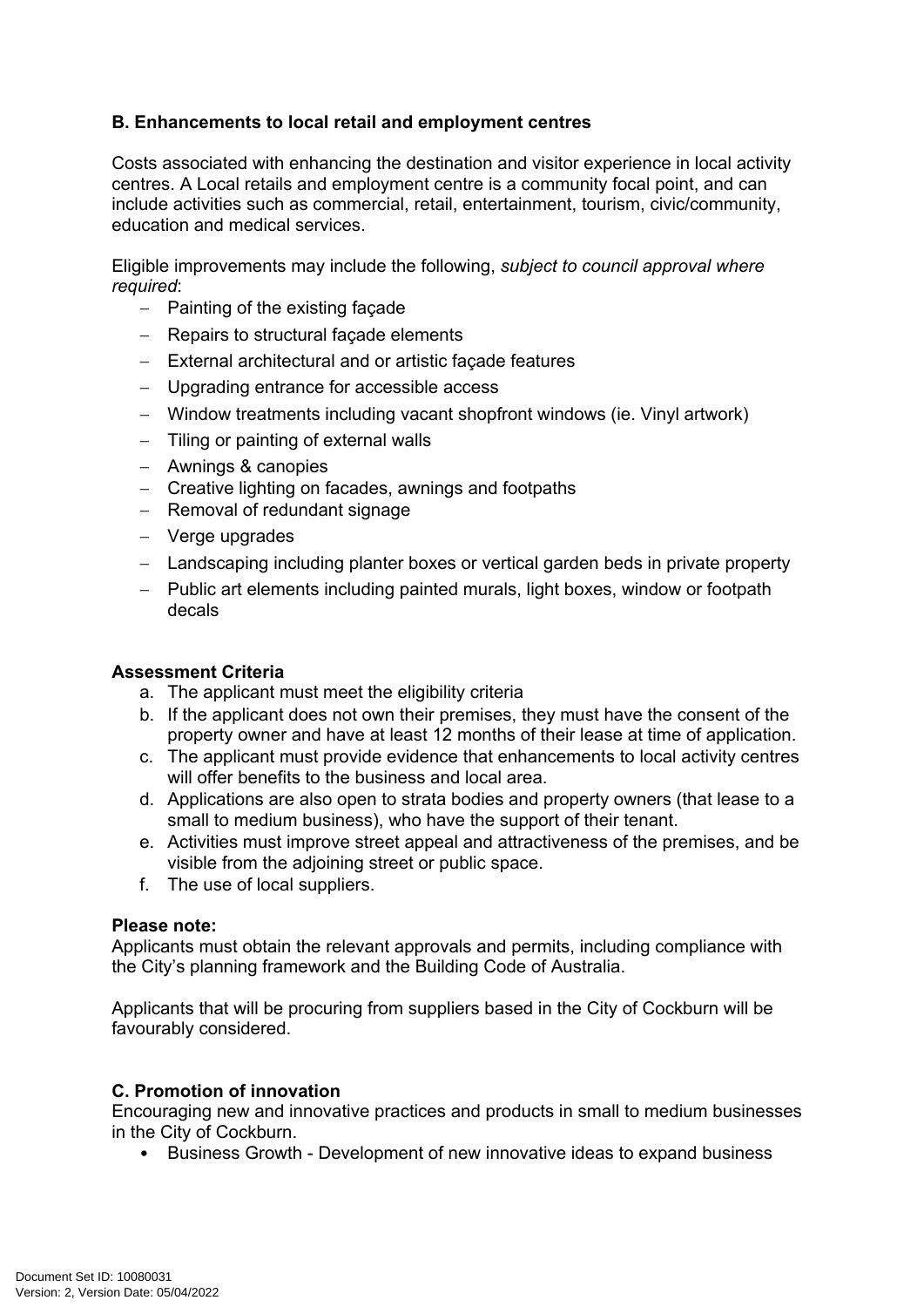**B. Enhancements to local retail and employment centres**

Costs associated with enhancing the destination and visitor experience in local activity centres. A Local retails and employment centre is a community focal point, and can include activities such as commercial, retail, entertainment, tourism, civic/community, education and medical services.

Eligible improvements may include the following, *subject to council approval where required*:

- Painting of the existing façade
- Repairs to structural façade elements
- External architectural and or artistic façade features
- Upgrading entrance for accessible access
- Window treatments including vacant shopfront windows (ie. Vinyl artwork)
- Tiling or painting of external walls
- Awnings & canopies
- Creative lighting on facades, awnings and footpaths
- Removal of redundant signage
- Verge upgrades
- Landscaping including planter boxes or vertical garden beds in private property
- Public art elements including painted murals, light boxes, window or footpath decals

**Assessment Criteria**

a. The applicant must meet the eligibility criteria
b. If the applicant does not own their premises, they must have the consent of the property owner and have at least 12 months of their lease at time of application.
c. The applicant must provide evidence that enhancements to local activity centres will offer benefits to the business and local area.
d. Applications are also open to strata bodies and property owners (that lease to a small to medium business), who have the support of their tenant.
e. Activities must improve street appeal and attractiveness of the premises, and be visible from the adjoining street or public space.
f. The use of local suppliers.

**Please note:**
Applicants must obtain the relevant approvals and permits, including compliance with the City's planning framework and the Building Code of Australia.

Applicants that will be procuring from suppliers based in the City of Cockburn will be favourably considered.

**C. Promotion of innovation**
Encouraging new and innovative practices and products in small to medium businesses in the City of Cockburn.

- Business Growth - Development of new innovative ideas to expand business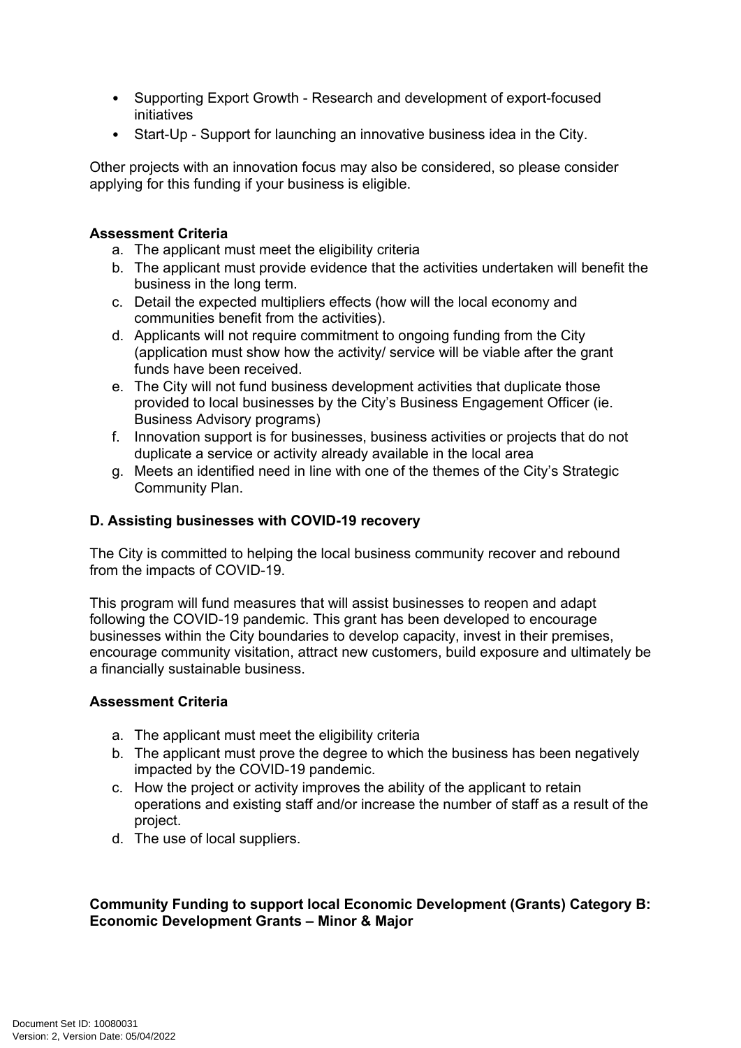- Supporting Export Growth - Research and development of export-focused initiatives
- Start-Up - Support for launching an innovative business idea in the City.

Other projects with an innovation focus may also be considered, so please consider applying for this funding if your business is eligible.

**Assessment Criteria**

a. The applicant must meet the eligibility criteria
b. The applicant must provide evidence that the activities undertaken will benefit the business in the long term.
c. Detail the expected multipliers effects (how will the local economy and communities benefit from the activities).
d. Applicants will not require commitment to ongoing funding from the City (application must show how the activity/ service will be viable after the grant funds have been received.
e. The City will not fund business development activities that duplicate those provided to local businesses by the City's Business Engagement Officer (ie. Business Advisory programs)
f. Innovation support is for businesses, business activities or projects that do not duplicate a service or activity already available in the local area
g. Meets an identified need in line with one of the themes of the City's Strategic Community Plan.

### D. Assisting businesses with COVID-19 recovery

The City is committed to helping the local business community recover and rebound from the impacts of COVID-19.

This program will fund measures that will assist businesses to reopen and adapt following the COVID-19 pandemic. This grant has been developed to encourage businesses within the City boundaries to develop capacity, invest in their premises, encourage community visitation, attract new customers, build exposure and ultimately be a financially sustainable business.

**Assessment Criteria**

a. The applicant must meet the eligibility criteria
b. The applicant must prove the degree to which the business has been negatively impacted by the COVID-19 pandemic.
c. How the project or activity improves the ability of the applicant to retain operations and existing staff and/or increase the number of staff as a result of the project.
d. The use of local suppliers.

**Community Funding to support local Economic Development (Grants) Category B: Economic Development Grants – Minor & Major**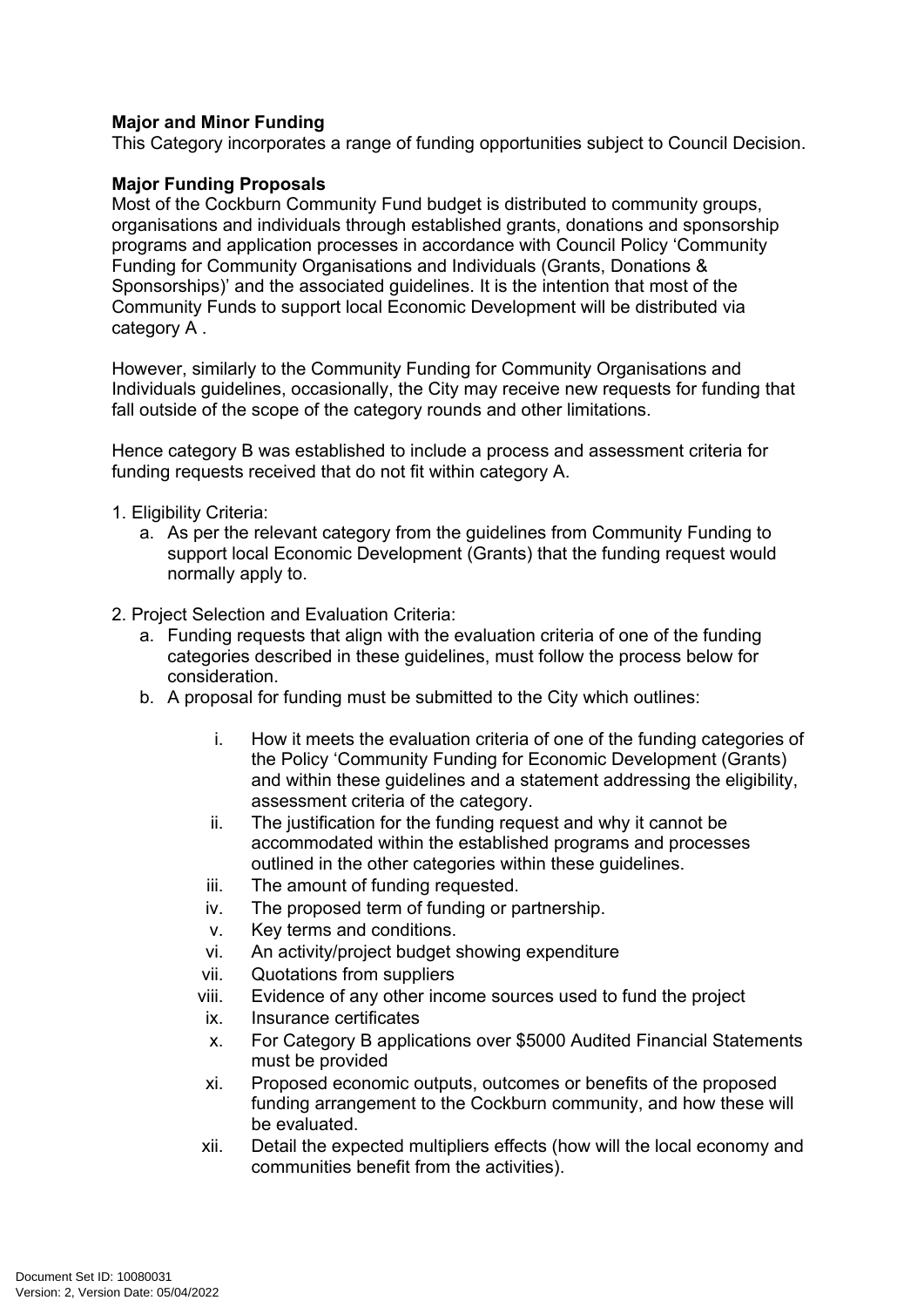**Major and Minor Funding**
This Category incorporates a range of funding opportunities subject to Council Decision.

**Major Funding Proposals**
Most of the Cockburn Community Fund budget is distributed to community groups, organisations and individuals through established grants, donations and sponsorship programs and application processes in accordance with Council Policy 'Community Funding for Community Organisations and Individuals (Grants, Donations & Sponsorships)' and the associated guidelines. It is the intention that most of the Community Funds to support local Economic Development will be distributed via category A .

However, similarly to the Community Funding for Community Organisations and Individuals guidelines, occasionally, the City may receive new requests for funding that fall outside of the scope of the category rounds and other limitations.

Hence category B was established to include a process and assessment criteria for funding requests received that do not fit within category A.

1. Eligibility Criteria:
   a. As per the relevant category from the guidelines from Community Funding to support local Economic Development (Grants) that the funding request would normally apply to.

2. Project Selection and Evaluation Criteria:
   a. Funding requests that align with the evaluation criteria of one of the funding categories described in these guidelines, must follow the process below for consideration.
   b. A proposal for funding must be submitted to the City which outlines:

      i. How it meets the evaluation criteria of one of the funding categories of the Policy 'Community Funding for Economic Development (Grants) and within these guidelines and a statement addressing the eligibility, assessment criteria of the category.
      ii. The justification for the funding request and why it cannot be accommodated within the established programs and processes outlined in the other categories within these guidelines.
      iii. The amount of funding requested.
      iv. The proposed term of funding or partnership.
      v. Key terms and conditions.
      vi. An activity/project budget showing expenditure
      vii. Quotations from suppliers
      viii. Evidence of any other income sources used to fund the project
      ix. Insurance certificates
      x. For Category B applications over $5000 Audited Financial Statements must be provided
      xi. Proposed economic outputs, outcomes or benefits of the proposed funding arrangement to the Cockburn community, and how these will be evaluated.
      xii. Detail the expected multipliers effects (how will the local economy and communities benefit from the activities).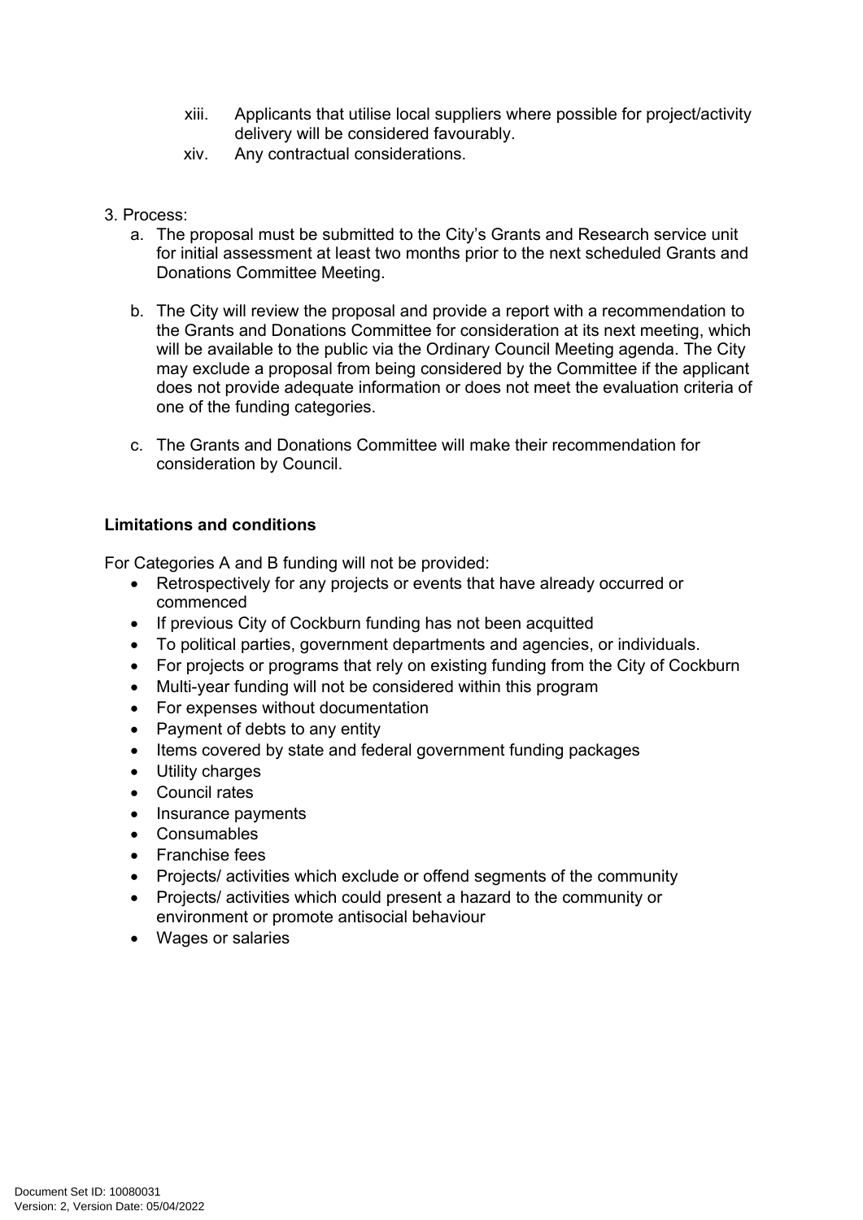xiii. Applicants that utilise local suppliers where possible for project/activity delivery will be considered favourably.

xiv. Any contractual considerations.

3. Process:
   a. The proposal must be submitted to the City's Grants and Research service unit for initial assessment at least two months prior to the next scheduled Grants and Donations Committee Meeting.

   b. The City will review the proposal and provide a report with a recommendation to the Grants and Donations Committee for consideration at its next meeting, which will be available to the public via the Ordinary Council Meeting agenda. The City may exclude a proposal from being considered by the Committee if the applicant does not provide adequate information or does not meet the evaluation criteria of one of the funding categories.

   c. The Grants and Donations Committee will make their recommendation for consideration by Council.

**Limitations and conditions**

For Categories A and B funding will not be provided:

- Retrospectively for any projects or events that have already occurred or commenced
- If previous City of Cockburn funding has not been acquitted
- To political parties, government departments and agencies, or individuals.
- For projects or programs that rely on existing funding from the City of Cockburn
- Multi-year funding will not be considered within this program
- For expenses without documentation
- Payment of debts to any entity
- Items covered by state and federal government funding packages
- Utility charges
- Council rates
- Insurance payments
- Consumables
- Franchise fees
- Projects/ activities which exclude or offend segments of the community
- Projects/ activities which could present a hazard to the community or environment or promote antisocial behaviour
- Wages or salaries